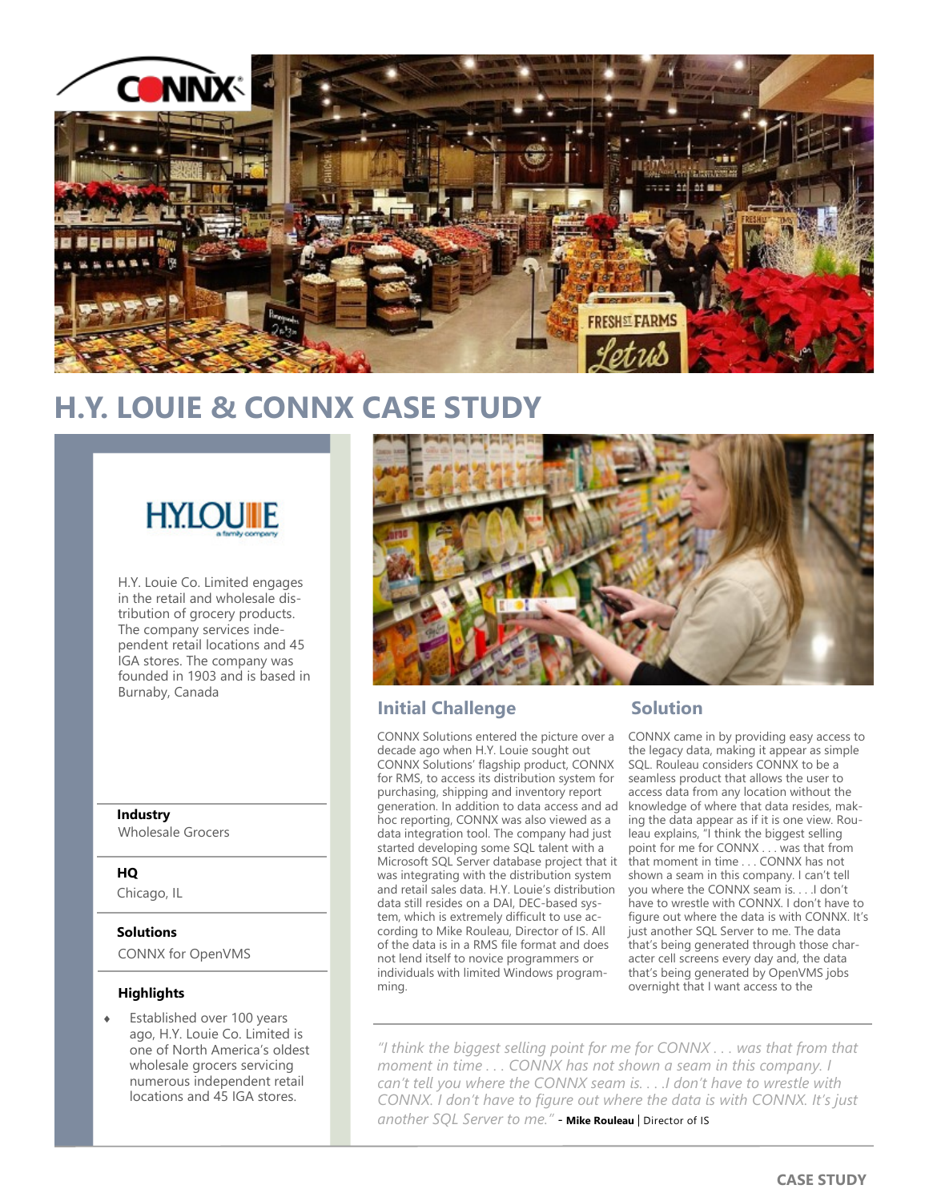# H.Y. LOUIE & CONNX CASE STUDY

H.Y. Louie Co. Limited engages in the retail and wholesale distribution of grocery products. The company services independent retail locations and 45 IGA stores. The company was founded in 1903 and is based in Burnaby, Canada

**Industry**

Wholesale Grocers

**HQ**

Chicago, IL

**Solutions**

CONNX for OpenVMS

**Highlights**

- Established over 100 years ago, H.Y. Louie Co. Limited is one of North America's oldest wholesale grocers servicing numerous independent retail locations and 45 IGA stores.

## Initial Challenge

CONNX Solutions entered the picture over a decade ago when H.Y. Louie sought out CONNX Solutions' flagship product, CONNX for RMS, to access its distribution system for purchasing, shipping and inventory report generation. In addition to data access and ad hoc reporting, CONNX was also viewed as a data integration tool. The company had just started developing some SQL talent with a Microsoft SQL Server database project that it was integrating with the distribution system and retail sales data. H.Y. Louie's distribution data still resides on a DAI, DEC-based system, which is extremely difficult to use according to Mike Rouleau, Director of IS. All of the data is in a RMS file format and does not lend itself to novice programmers or individuals with limited Windows programming.

## Solution

CONNX came in by providing easy access to the legacy data, making it appear as simple SQL. Rouleau considers CONNX to be a seamless product that allows the user to access data from any location without the knowledge of where that data resides, making the data appear as if it is one view. Rouleau explains, "I think the biggest selling point for me for CONNX . . . was that from that moment in time . . . CONNX has not shown a seam in this company. I can't tell you where the CONNX seam is. . . .I don't have to wrestle with CONNX. I don't have to figure out where the data is with CONNX. It's just another SQL Server to me. The data that's being generated through those character cell screens every day and, the data that's being generated by OpenVMS jobs overnight that I want access to the

*"I think the biggest selling point for me for CONNX . . . was that from that moment in time . . . CONNX has not shown a seam in this company. I can't tell you where the CONNX seam is. . . .I don't have to wrestle with CONNX. I don't have to figure out where the data is with CONNX. It's just another SQL Server to me."* - **Mike Rouleau** | Director of IS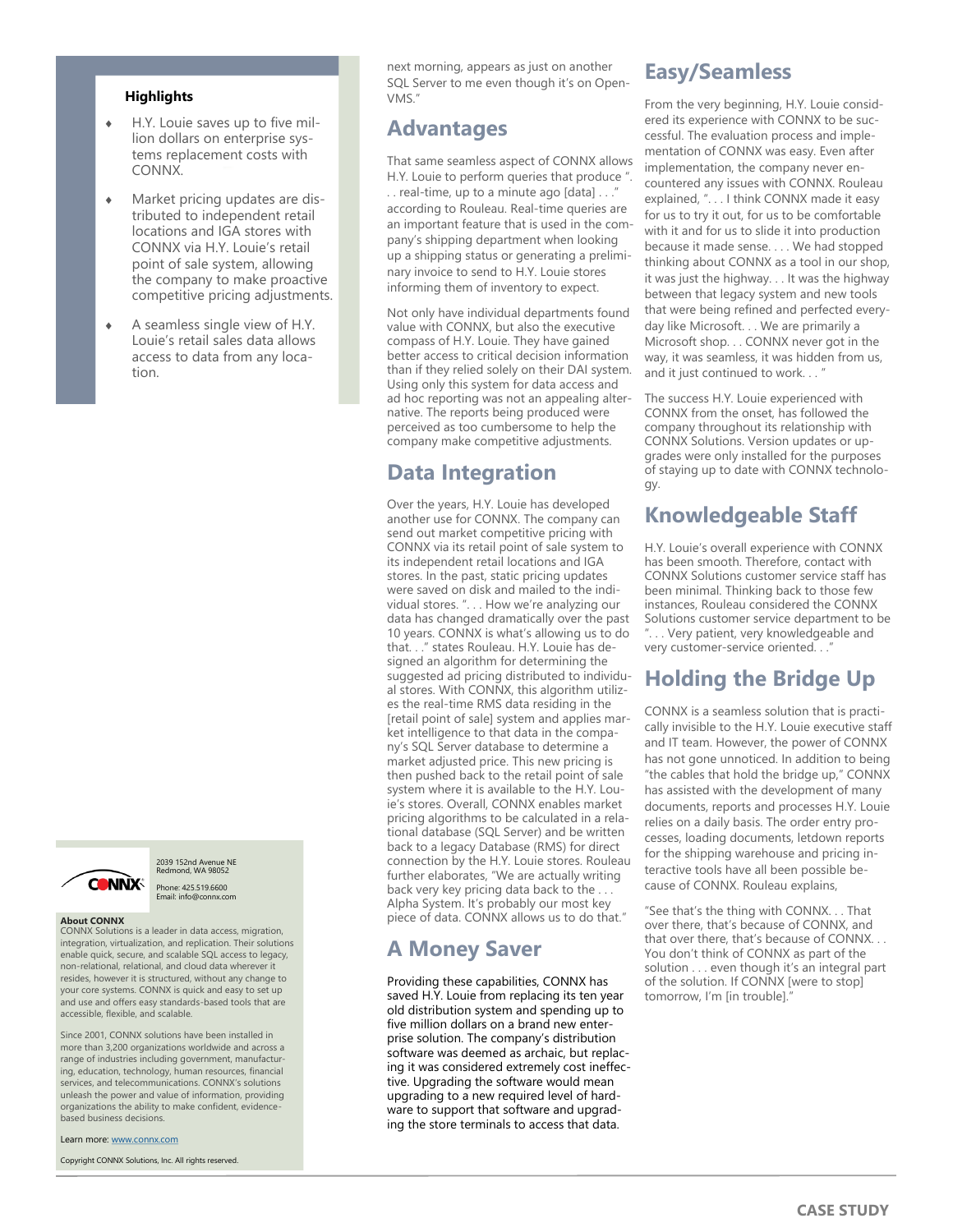### Highlights

- H.Y. Louie saves up to five million dollars on enterprise systems replacement costs with CONNX.
- Market pricing updates are distributed to independent retail locations and IGA stores with CONNX via H.Y. Louie's retail point of sale system, allowing the company to make proactive competitive pricing adjustments.
- A seamless single view of H.Y. Louie's retail sales data allows access to data from any location.

next morning, appears as just on another SQL Server to me even though it's on OpenVMS."

## Advantages

That same seamless aspect of CONNX allows H.Y. Louie to perform queries that produce ". . . real-time, up to a minute ago [data] . . ." according to Rouleau. Real-time queries are an important feature that is used in the company's shipping department when looking up a shipping status or generating a preliminary invoice to send to H.Y. Louie stores informing them of inventory to expect.

Not only have individual departments found value with CONNX, but also the executive compass of H.Y. Louie. They have gained better access to critical decision information than if they relied solely on their DAI system. Using only this system for data access and ad hoc reporting was not an appealing alternative. The reports being produced were perceived as too cumbersome to help the company make competitive adjustments.

## Data Integration

Over the years, H.Y. Louie has developed another use for CONNX. The company can send out market competitive pricing with CONNX via its retail point of sale system to its independent retail locations and IGA stores. In the past, static pricing updates were saved on disk and mailed to the individual stores. ". . . How we're analyzing our data has changed dramatically over the past 10 years. CONNX is what's allowing us to do that. . ." states Rouleau. H.Y. Louie has designed an algorithm for determining the suggested ad pricing distributed to individual stores. With CONNX, this algorithm utilizes the real-time RMS data residing in the [retail point of sale] system and applies market intelligence to that data in the company's SQL Server database to determine a market adjusted price. This new pricing is then pushed back to the retail point of sale system where it is available to the H.Y. Louie's stores. Overall, CONNX enables market pricing algorithms to be calculated in a relational database (SQL Server) and be written back to a legacy Database (RMS) for direct connection by the H.Y. Louie stores. Rouleau further elaborates, "We are actually writing back very key pricing data back to the . . . Alpha System. It's probably our most key piece of data. CONNX allows us to do that."

## A Money Saver

Providing these capabilities, CONNX has saved H.Y. Louie from replacing its ten year old distribution system and spending up to five million dollars on a brand new enterprise solution. The company's distribution software was deemed as archaic, but replacing it was considered extremely cost ineffective. Upgrading the software would mean upgrading to a new required level of hardware to support that software and upgrading the store terminals to access that data.

## Easy/Seamless

From the very beginning, H.Y. Louie considered its experience with CONNX to be successful. The evaluation process and implementation of CONNX was easy. Even after implementation, the company never encountered any issues with CONNX. Rouleau explained, ". . . I think CONNX made it easy for us to try it out, for us to be comfortable with it and for us to slide it into production because it made sense. . . . We had stopped thinking about CONNX as a tool in our shop, it was just the highway. . . It was the highway between that legacy system and new tools that were being refined and perfected everyday like Microsoft. . . We are primarily a Microsoft shop. . . CONNX never got in the way, it was seamless, it was hidden from us, and it just continued to work. . . "

The success H.Y. Louie experienced with CONNX from the onset, has followed the company throughout its relationship with CONNX Solutions. Version updates or upgrades were only installed for the purposes of staying up to date with CONNX technology.

## Knowledgeable Staff

H.Y. Louie's overall experience with CONNX has been smooth. Therefore, contact with CONNX Solutions customer service staff has been minimal. Thinking back to those few instances, Rouleau considered the CONNX Solutions customer service department to be ". . . Very patient, very knowledgeable and very customer-service oriented. . ."

## Holding the Bridge Up

CONNX is a seamless solution that is practically invisible to the H.Y. Louie executive staff and IT team. However, the power of CONNX has not gone unnoticed. In addition to being "the cables that hold the bridge up," CONNX has assisted with the development of many documents, reports and processes H.Y. Louie relies on a daily basis. The order entry processes, loading documents, letdown reports for the shipping warehouse and pricing interactive tools have all been possible because of CONNX. Rouleau explains,

"See that's the thing with CONNX. . . That over there, that's because of CONNX, and that over there, that's because of CONNX. . . You don't think of CONNX as part of the solution . . . even though it's an integral part of the solution. If CONNX [were to stop] tomorrow, I'm [in trouble]."

CONNX

2039 152nd Avenue NE
Redmond, WA 98052

Phone: 425.519.6600
Email: info@connx.com

**About CONNX**
CONNX Solutions is a leader in data access, migration, integration, virtualization, and replication. Their solutions enable quick, secure, and scalable SQL access to legacy, non-relational, relational, and cloud data wherever it resides, however it is structured, without any change to your core systems. CONNX is quick and easy to set up and use and offers easy standards-based tools that are accessible, flexible, and scalable.

Since 2001, CONNX solutions have been installed in more than 3,200 organizations worldwide and across a range of industries including government, manufacturing, education, technology, human resources, financial services, and telecommunications. CONNX's solutions unleash the power and value of information, providing organizations the ability to make confident, evidence-based business decisions.

Learn more: www.connx.com

Copyright CONNX Solutions, Inc. All rights reserved.

CASE STUDY